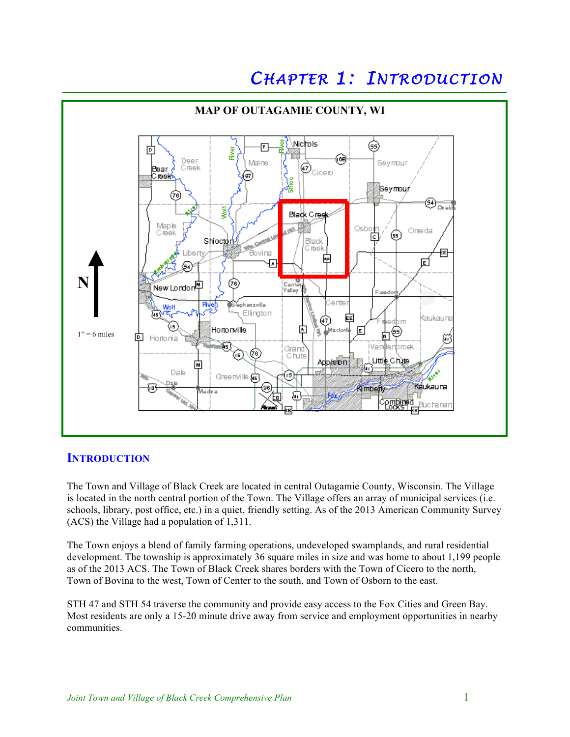# Chapter 1: Introduction

**MAP OF OUTAGAMIE COUNTY, WI**

N

1" = 6 miles

## Introduction

The Town and Village of Black Creek are located in central Outagamie County, Wisconsin. The Village is located in the north central portion of the Town. The Village offers an array of municipal services (i.e. schools, library, post office, etc.) in a quiet, friendly setting. As of the 2013 American Community Survey (ACS) the Village had a population of 1,311.

The Town enjoys a blend of family farming operations, undeveloped swamplands, and rural residential development. The township is approximately 36 square miles in size and was home to about 1,199 people as of the 2013 ACS. The Town of Black Creek shares borders with the Town of Cicero to the north, Town of Bovina to the west, Town of Center to the south, and Town of Osborn to the east.

STH 47 and STH 54 traverse the community and provide easy access to the Fox Cities and Green Bay. Most residents are only a 15-20 minute drive away from service and employment opportunities in nearby communities.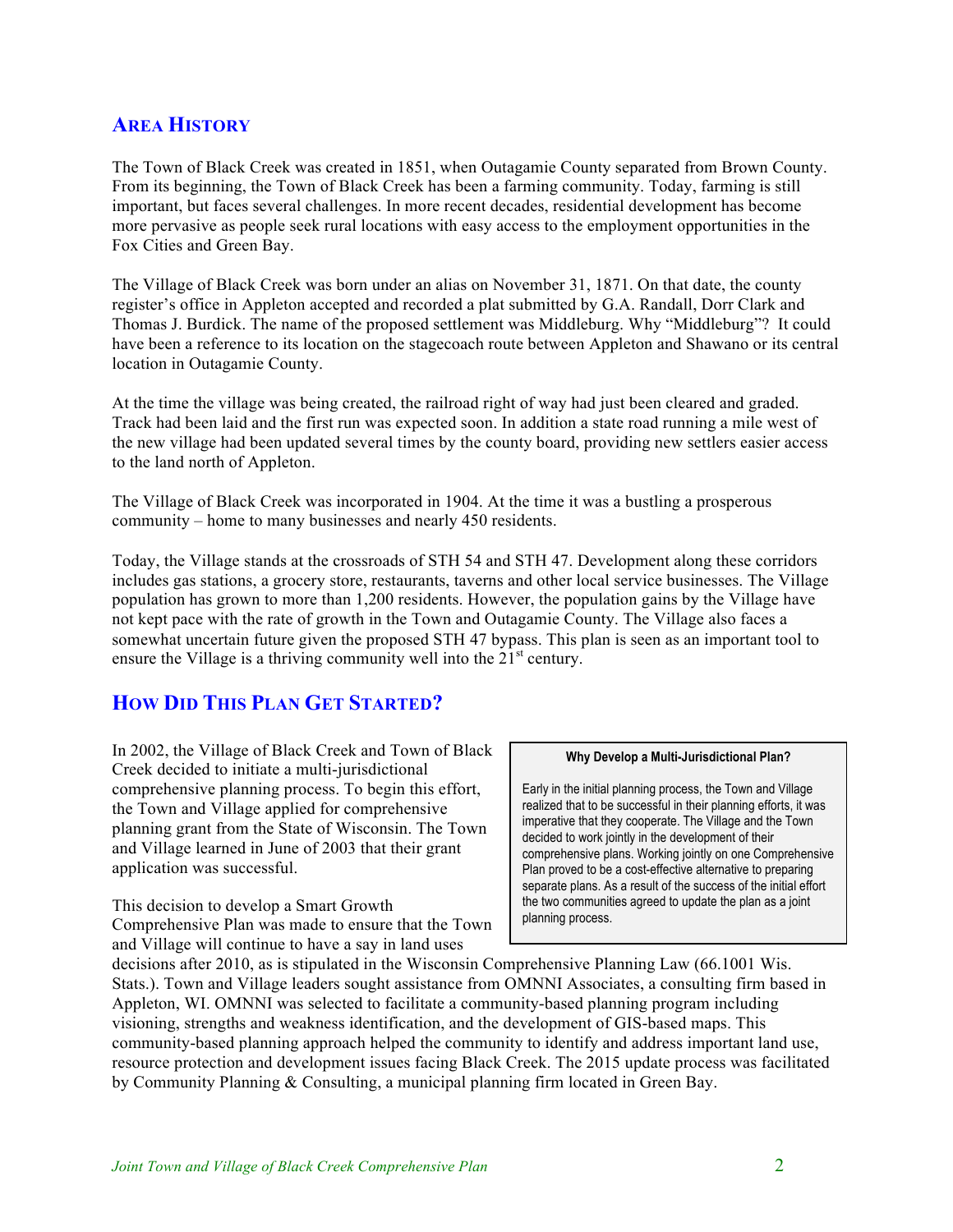## Area History

The Town of Black Creek was created in 1851, when Outagamie County separated from Brown County. From its beginning, the Town of Black Creek has been a farming community. Today, farming is still important, but faces several challenges. In more recent decades, residential development has become more pervasive as people seek rural locations with easy access to the employment opportunities in the Fox Cities and Green Bay.

The Village of Black Creek was born under an alias on November 31, 1871. On that date, the county register's office in Appleton accepted and recorded a plat submitted by G.A. Randall, Dorr Clark and Thomas J. Burdick. The name of the proposed settlement was Middleburg. Why "Middleburg"? It could have been a reference to its location on the stagecoach route between Appleton and Shawano or its central location in Outagamie County.

At the time the village was being created, the railroad right of way had just been cleared and graded. Track had been laid and the first run was expected soon. In addition a state road running a mile west of the new village had been updated several times by the county board, providing new settlers easier access to the land north of Appleton.

The Village of Black Creek was incorporated in 1904. At the time it was a bustling a prosperous community – home to many businesses and nearly 450 residents.

Today, the Village stands at the crossroads of STH 54 and STH 47. Development along these corridors includes gas stations, a grocery store, restaurants, taverns and other local service businesses. The Village population has grown to more than 1,200 residents. However, the population gains by the Village have not kept pace with the rate of growth in the Town and Outagamie County. The Village also faces a somewhat uncertain future given the proposed STH 47 bypass. This plan is seen as an important tool to ensure the Village is a thriving community well into the 21st century.

## How Did This Plan Get Started?

In 2002, the Village of Black Creek and Town of Black Creek decided to initiate a multi-jurisdictional comprehensive planning process. To begin this effort, the Town and Village applied for comprehensive planning grant from the State of Wisconsin. The Town and Village learned in June of 2003 that their grant application was successful.

> **Why Develop a Multi-Jurisdictional Plan?**
>
> Early in the initial planning process, the Town and Village realized that to be successful in their planning efforts, it was imperative that they cooperate. The Village and the Town decided to work jointly in the development of their comprehensive plans. Working jointly on one Comprehensive Plan proved to be a cost-effective alternative to preparing separate plans. As a result of the success of the initial effort the two communities agreed to update the plan as a joint planning process.

This decision to develop a Smart Growth Comprehensive Plan was made to ensure that the Town and Village will continue to have a say in land uses decisions after 2010, as is stipulated in the Wisconsin Comprehensive Planning Law (66.1001 Wis. Stats.). Town and Village leaders sought assistance from OMNNI Associates, a consulting firm based in Appleton, WI. OMNNI was selected to facilitate a community-based planning program including visioning, strengths and weakness identification, and the development of GIS-based maps. This community-based planning approach helped the community to identify and address important land use, resource protection and development issues facing Black Creek. The 2015 update process was facilitated by Community Planning & Consulting, a municipal planning firm located in Green Bay.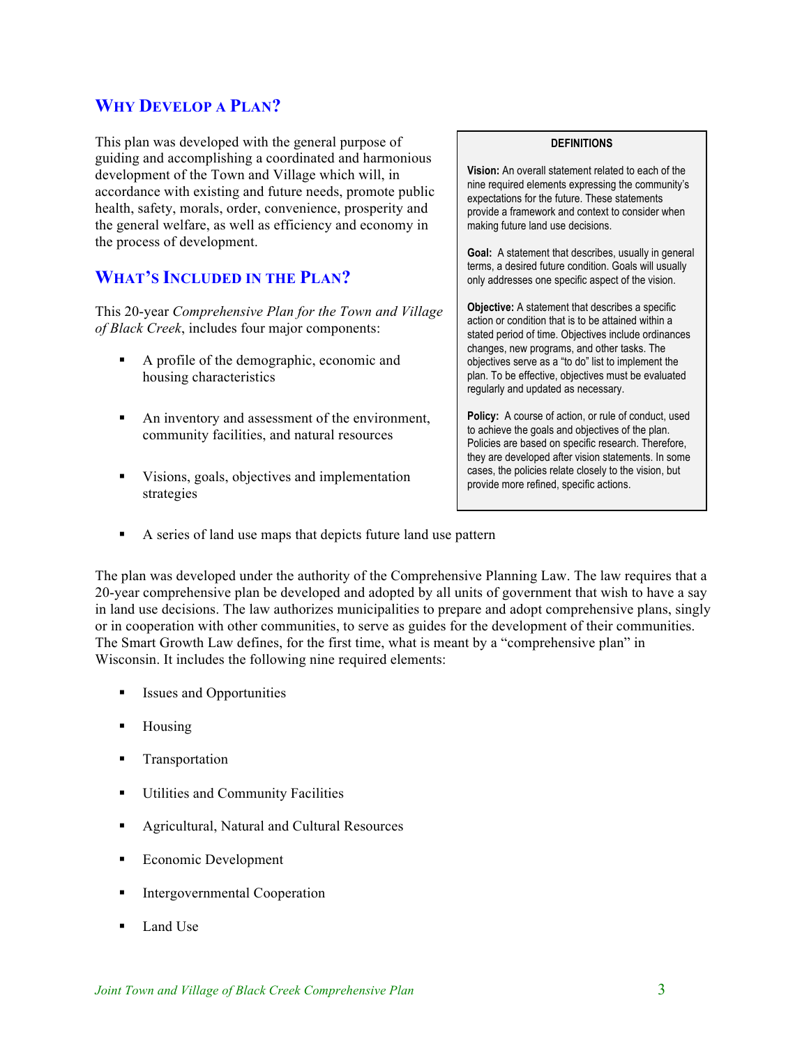## Why Develop a Plan?

This plan was developed with the general purpose of guiding and accomplishing a coordinated and harmonious development of the Town and Village which will, in accordance with existing and future needs, promote public health, safety, morals, order, convenience, prosperity and the general welfare, as well as efficiency and economy in the process of development.

## What's Included in the Plan?

This 20-year *Comprehensive Plan for the Town and Village of Black Creek*, includes four major components:

- A profile of the demographic, economic and housing characteristics
- An inventory and assessment of the environment, community facilities, and natural resources
- Visions, goals, objectives and implementation strategies
- A series of land use maps that depicts future land use pattern

> **DEFINITIONS**
>
> **Vision:** An overall statement related to each of the nine required elements expressing the community's expectations for the future. These statements provide a framework and context to consider when making future land use decisions.
>
> **Goal:** A statement that describes, usually in general terms, a desired future condition. Goals will usually only addresses one specific aspect of the vision.
>
> **Objective:** A statement that describes a specific action or condition that is to be attained within a stated period of time. Objectives include ordinances changes, new programs, and other tasks. The objectives serve as a "to do" list to implement the plan. To be effective, objectives must be evaluated regularly and updated as necessary.
>
> **Policy:** A course of action, or rule of conduct, used to achieve the goals and objectives of the plan. Policies are based on specific research. Therefore, they are developed after vision statements. In some cases, the policies relate closely to the vision, but provide more refined, specific actions.

The plan was developed under the authority of the Comprehensive Planning Law. The law requires that a 20-year comprehensive plan be developed and adopted by all units of government that wish to have a say in land use decisions. The law authorizes municipalities to prepare and adopt comprehensive plans, singly or in cooperation with other communities, to serve as guides for the development of their communities. The Smart Growth Law defines, for the first time, what is meant by a "comprehensive plan" in Wisconsin. It includes the following nine required elements:

- Issues and Opportunities
- Housing
- Transportation
- Utilities and Community Facilities
- Agricultural, Natural and Cultural Resources
- Economic Development
- Intergovernmental Cooperation
- Land Use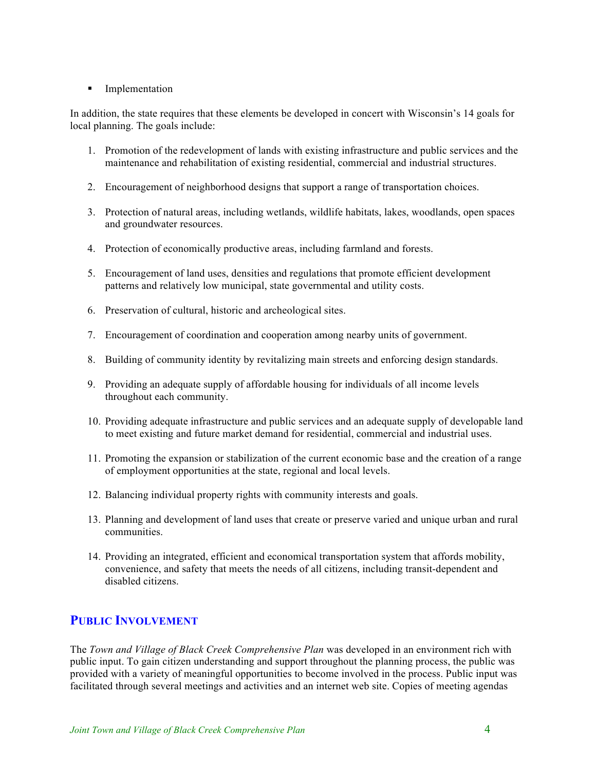- Implementation

In addition, the state requires that these elements be developed in concert with Wisconsin's 14 goals for local planning. The goals include:

1. Promotion of the redevelopment of lands with existing infrastructure and public services and the maintenance and rehabilitation of existing residential, commercial and industrial structures.

2. Encouragement of neighborhood designs that support a range of transportation choices.

3. Protection of natural areas, including wetlands, wildlife habitats, lakes, woodlands, open spaces and groundwater resources.

4. Protection of economically productive areas, including farmland and forests.

5. Encouragement of land uses, densities and regulations that promote efficient development patterns and relatively low municipal, state governmental and utility costs.

6. Preservation of cultural, historic and archeological sites.

7. Encouragement of coordination and cooperation among nearby units of government.

8. Building of community identity by revitalizing main streets and enforcing design standards.

9. Providing an adequate supply of affordable housing for individuals of all income levels throughout each community.

10. Providing adequate infrastructure and public services and an adequate supply of developable land to meet existing and future market demand for residential, commercial and industrial uses.

11. Promoting the expansion or stabilization of the current economic base and the creation of a range of employment opportunities at the state, regional and local levels.

12. Balancing individual property rights with community interests and goals.

13. Planning and development of land uses that create or preserve varied and unique urban and rural communities.

14. Providing an integrated, efficient and economical transportation system that affords mobility, convenience, and safety that meets the needs of all citizens, including transit-dependent and disabled citizens.

## PUBLIC INVOLVEMENT

The *Town and Village of Black Creek Comprehensive Plan* was developed in an environment rich with public input. To gain citizen understanding and support throughout the planning process, the public was provided with a variety of meaningful opportunities to become involved in the process. Public input was facilitated through several meetings and activities and an internet web site. Copies of meeting agendas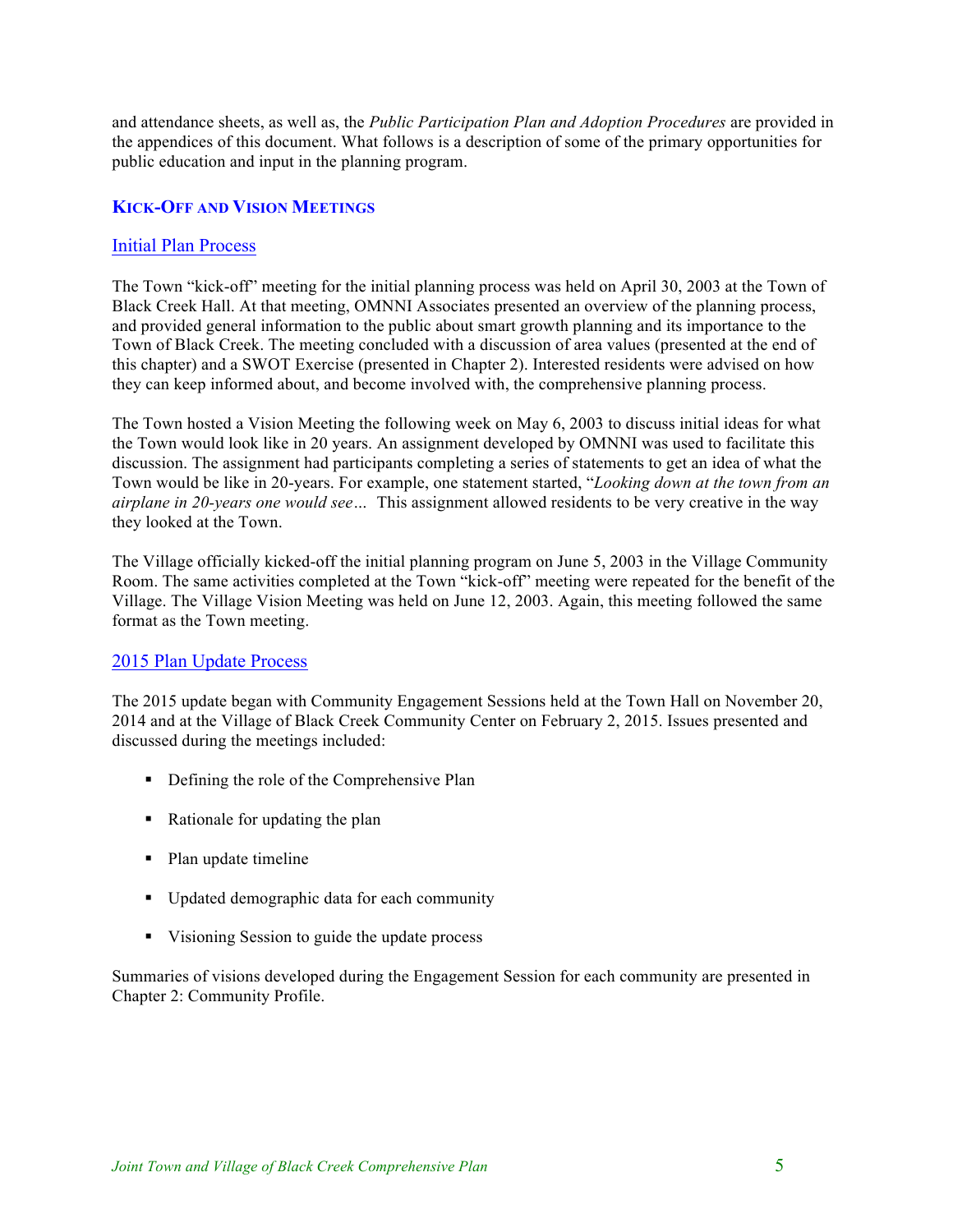and attendance sheets, as well as, the *Public Participation Plan and Adoption Procedures* are provided in the appendices of this document. What follows is a description of some of the primary opportunities for public education and input in the planning program.

## KICK-OFF AND VISION MEETINGS

### Initial Plan Process

The Town "kick-off" meeting for the initial planning process was held on April 30, 2003 at the Town of Black Creek Hall. At that meeting, OMNNI Associates presented an overview of the planning process, and provided general information to the public about smart growth planning and its importance to the Town of Black Creek. The meeting concluded with a discussion of area values (presented at the end of this chapter) and a SWOT Exercise (presented in Chapter 2). Interested residents were advised on how they can keep informed about, and become involved with, the comprehensive planning process.

The Town hosted a Vision Meeting the following week on May 6, 2003 to discuss initial ideas for what the Town would look like in 20 years. An assignment developed by OMNNI was used to facilitate this discussion. The assignment had participants completing a series of statements to get an idea of what the Town would be like in 20-years. For example, one statement started, "*Looking down at the town from an airplane in 20-years one would see…* This assignment allowed residents to be very creative in the way they looked at the Town.

The Village officially kicked-off the initial planning program on June 5, 2003 in the Village Community Room. The same activities completed at the Town "kick-off" meeting were repeated for the benefit of the Village. The Village Vision Meeting was held on June 12, 2003. Again, this meeting followed the same format as the Town meeting.

### 2015 Plan Update Process

The 2015 update began with Community Engagement Sessions held at the Town Hall on November 20, 2014 and at the Village of Black Creek Community Center on February 2, 2015. Issues presented and discussed during the meetings included:

- Defining the role of the Comprehensive Plan
- Rationale for updating the plan
- Plan update timeline
- Updated demographic data for each community
- Visioning Session to guide the update process

Summaries of visions developed during the Engagement Session for each community are presented in Chapter 2: Community Profile.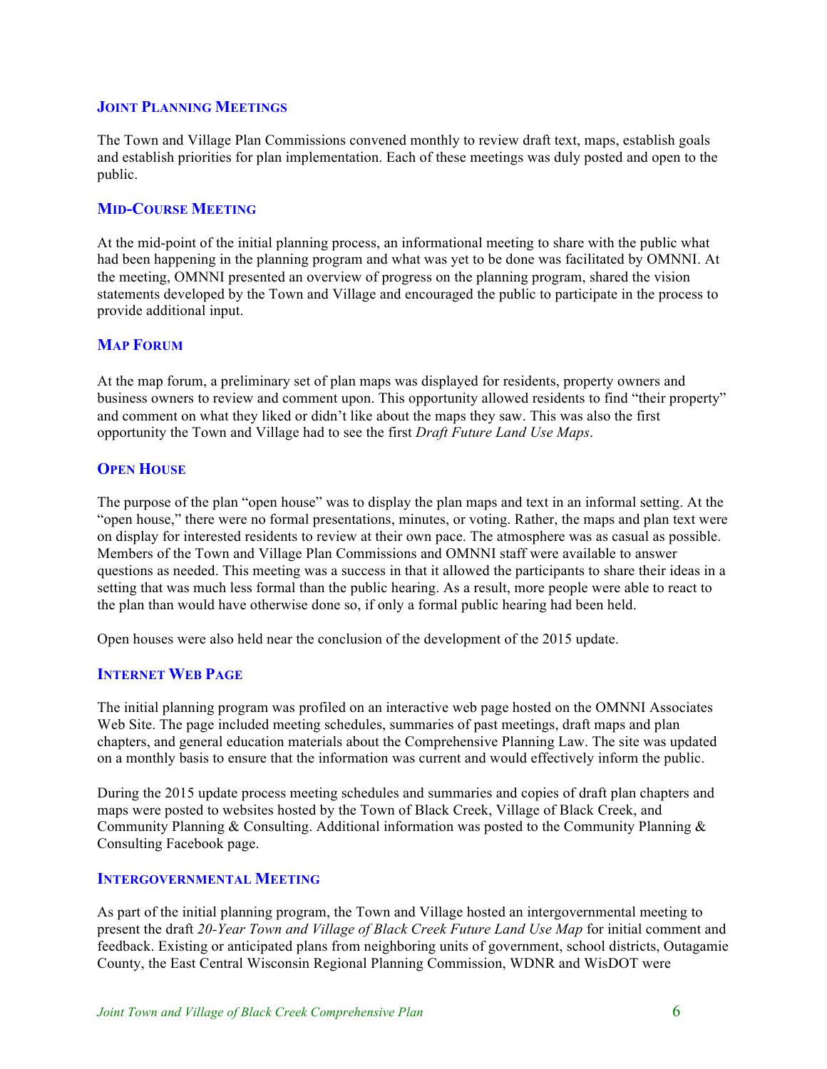### Joint Planning Meetings

The Town and Village Plan Commissions convened monthly to review draft text, maps, establish goals and establish priorities for plan implementation. Each of these meetings was duly posted and open to the public.

### Mid-Course Meeting

At the mid-point of the initial planning process, an informational meeting to share with the public what had been happening in the planning program and what was yet to be done was facilitated by OMNNI. At the meeting, OMNNI presented an overview of progress on the planning program, shared the vision statements developed by the Town and Village and encouraged the public to participate in the process to provide additional input.

### Map Forum

At the map forum, a preliminary set of plan maps was displayed for residents, property owners and business owners to review and comment upon. This opportunity allowed residents to find "their property" and comment on what they liked or didn't like about the maps they saw. This was also the first opportunity the Town and Village had to see the first *Draft Future Land Use Maps*.

### Open House

The purpose of the plan "open house" was to display the plan maps and text in an informal setting. At the "open house," there were no formal presentations, minutes, or voting. Rather, the maps and plan text were on display for interested residents to review at their own pace. The atmosphere was as casual as possible. Members of the Town and Village Plan Commissions and OMNNI staff were available to answer questions as needed. This meeting was a success in that it allowed the participants to share their ideas in a setting that was much less formal than the public hearing. As a result, more people were able to react to the plan than would have otherwise done so, if only a formal public hearing had been held.

Open houses were also held near the conclusion of the development of the 2015 update.

### Internet Web Page

The initial planning program was profiled on an interactive web page hosted on the OMNNI Associates Web Site. The page included meeting schedules, summaries of past meetings, draft maps and plan chapters, and general education materials about the Comprehensive Planning Law. The site was updated on a monthly basis to ensure that the information was current and would effectively inform the public.

During the 2015 update process meeting schedules and summaries and copies of draft plan chapters and maps were posted to websites hosted by the Town of Black Creek, Village of Black Creek, and Community Planning & Consulting. Additional information was posted to the Community Planning & Consulting Facebook page.

### Intergovernmental Meeting

As part of the initial planning program, the Town and Village hosted an intergovernmental meeting to present the draft *20-Year Town and Village of Black Creek Future Land Use Map* for initial comment and feedback. Existing or anticipated plans from neighboring units of government, school districts, Outagamie County, the East Central Wisconsin Regional Planning Commission, WDNR and WisDOT were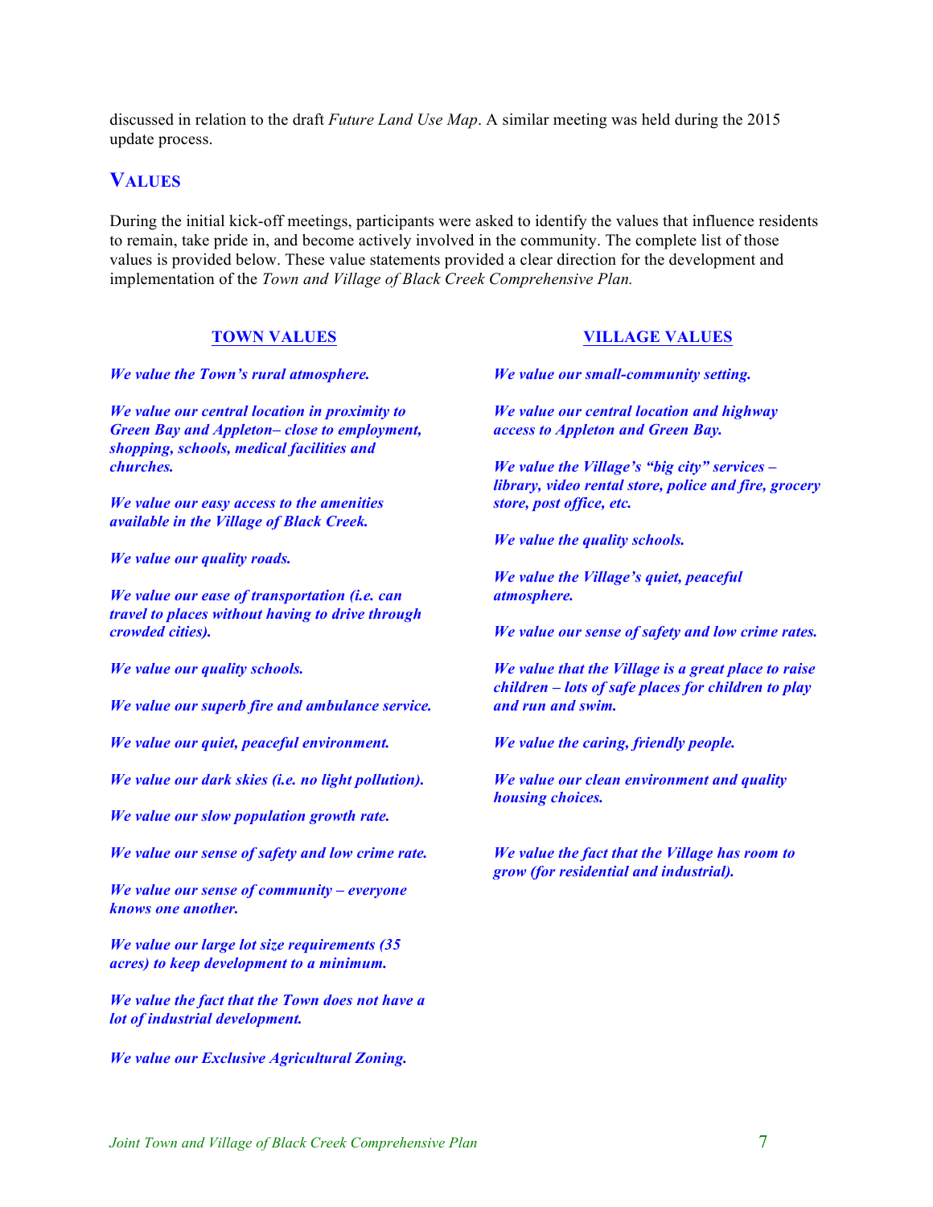discussed in relation to the draft *Future Land Use Map*. A similar meeting was held during the 2015 update process.

## VALUES

During the initial kick-off meetings, participants were asked to identify the values that influence residents to remain, take pride in, and become actively involved in the community. The complete list of those values is provided below. These value statements provided a clear direction for the development and implementation of the *Town and Village of Black Creek Comprehensive Plan.*

### TOWN VALUES

***We value the Town's rural atmosphere.***

***We value our central location in proximity to Green Bay and Appleton– close to employment, shopping, schools, medical facilities and churches.***

***We value our easy access to the amenities available in the Village of Black Creek.***

***We value our quality roads.***

***We value our ease of transportation (i.e. can travel to places without having to drive through crowded cities).***

***We value our quality schools.***

***We value our superb fire and ambulance service.***

***We value our quiet, peaceful environment.***

***We value our dark skies (i.e. no light pollution).***

***We value our slow population growth rate.***

***We value our sense of safety and low crime rate.***

***We value our sense of community – everyone knows one another.***

***We value our large lot size requirements (35 acres) to keep development to a minimum.***

***We value the fact that the Town does not have a lot of industrial development.***

***We value our Exclusive Agricultural Zoning.***

### VILLAGE VALUES

***We value our small-community setting.***

***We value our central location and highway access to Appleton and Green Bay.***

***We value the Village's "big city" services – library, video rental store, police and fire, grocery store, post office, etc.***

***We value the quality schools.***

***We value the Village's quiet, peaceful atmosphere.***

***We value our sense of safety and low crime rates.***

***We value that the Village is a great place to raise children – lots of safe places for children to play and run and swim.***

***We value the caring, friendly people.***

***We value our clean environment and quality housing choices.***

***We value the fact that the Village has room to grow (for residential and industrial).***